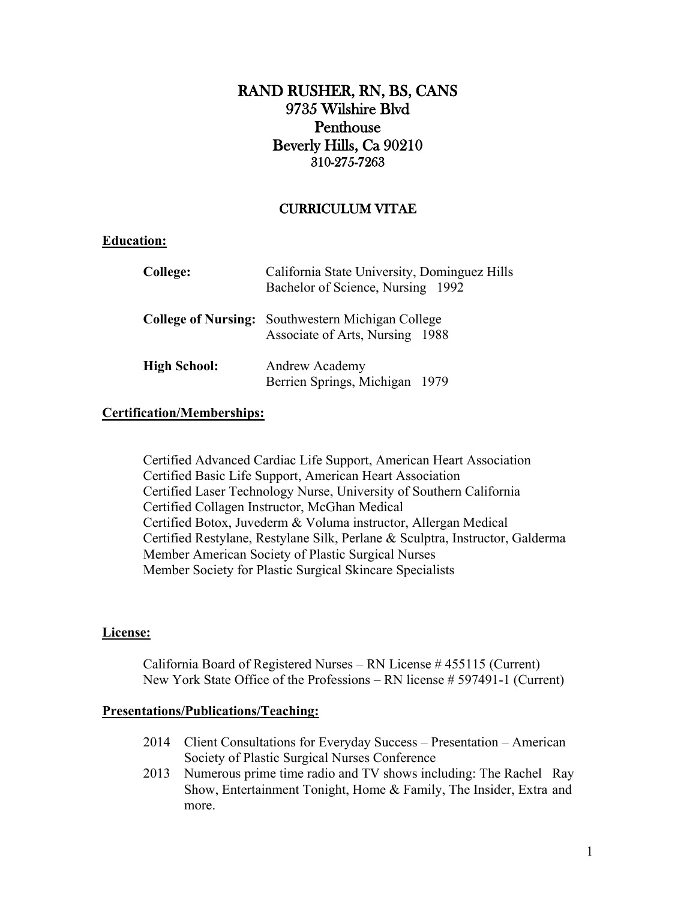# RAND RUSHER, RN, BS, CANS

9735 Wilshire Blvd
Penthouse
Beverly Hills, Ca 90210
310-275-7263

## CURRICULUM VITAE

### Education:

**College:** California State University, Dominguez Hills
Bachelor of Science, Nursing 1992

**College of Nursing:** Southwestern Michigan College
Associate of Arts, Nursing 1988

**High School:** Andrew Academy
Berrien Springs, Michigan 1979

### Certification/Memberships:

Certified Advanced Cardiac Life Support, American Heart Association
Certified Basic Life Support, American Heart Association
Certified Laser Technology Nurse, University of Southern California
Certified Collagen Instructor, McGhan Medical
Certified Botox, Juvederm & Voluma instructor, Allergan Medical
Certified Restylane, Restylane Silk, Perlane & Sculptra, Instructor, Galderma
Member American Society of Plastic Surgical Nurses
Member Society for Plastic Surgical Skincare Specialists

### License:

California Board of Registered Nurses – RN License # 455115 (Current)
New York State Office of the Professions – RN license # 597491-1 (Current)

### Presentations/Publications/Teaching:

2014 Client Consultations for Everyday Success – Presentation – American Society of Plastic Surgical Nurses Conference

2013 Numerous prime time radio and TV shows including: The Rachel Ray Show, Entertainment Tonight, Home & Family, The Insider, Extra and more.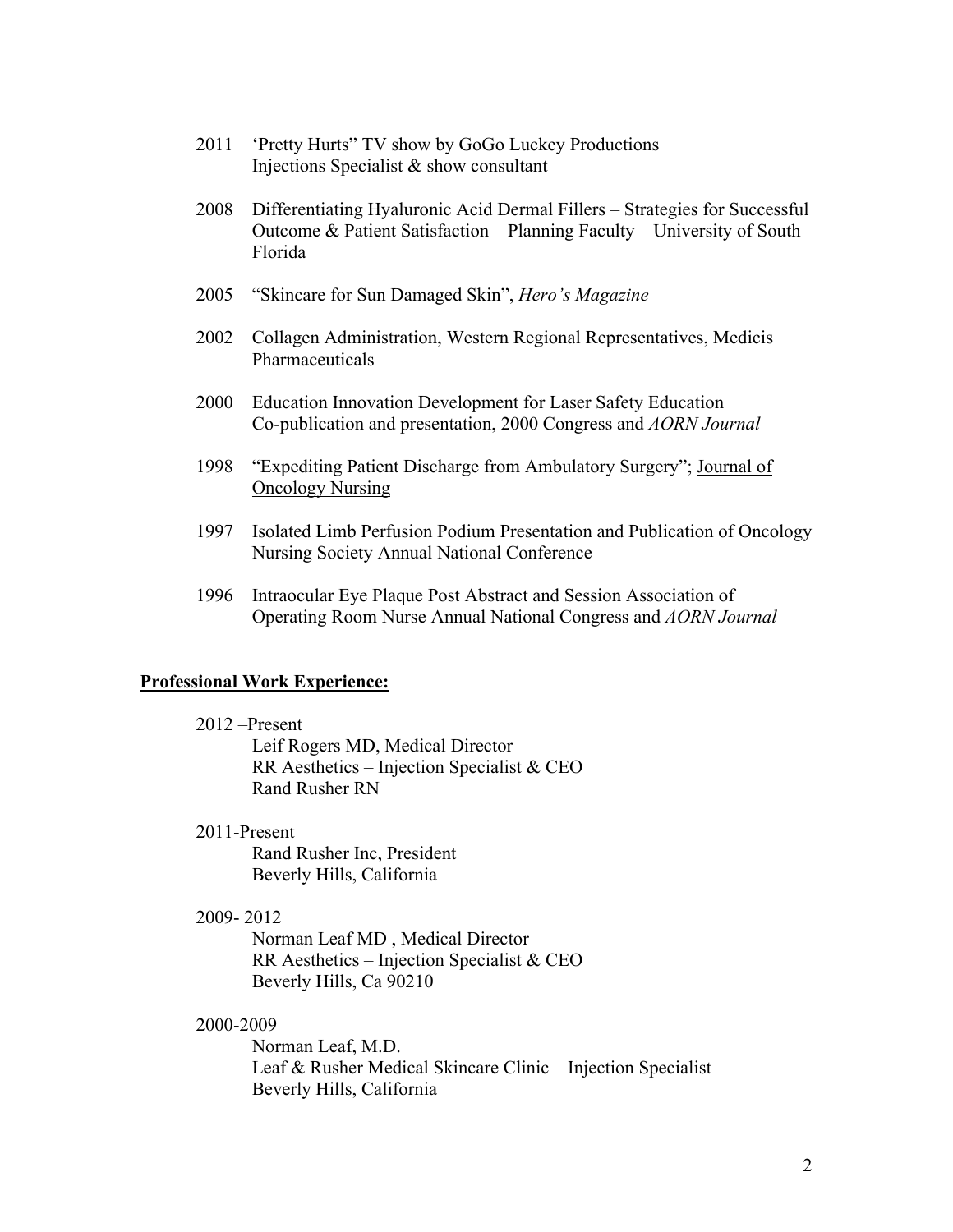2011 'Pretty Hurts" TV show by GoGo Luckey Productions
Injections Specialist & show consultant

2008 Differentiating Hyaluronic Acid Dermal Fillers – Strategies for Successful Outcome & Patient Satisfaction – Planning Faculty – University of South Florida

2005 "Skincare for Sun Damaged Skin", *Hero's Magazine*

2002 Collagen Administration, Western Regional Representatives, Medicis Pharmaceuticals

2000 Education Innovation Development for Laser Safety Education
Co-publication and presentation, 2000 Congress and *AORN Journal*

1998 "Expediting Patient Discharge from Ambulatory Surgery"; <u>Journal of Oncology Nursing</u>

1997 Isolated Limb Perfusion Podium Presentation and Publication of Oncology Nursing Society Annual National Conference

1996 Intraocular Eye Plaque Post Abstract and Session Association of Operating Room Nurse Annual National Congress and *AORN Journal*

## <u>**Professional Work Experience:**</u>

2012 –Present
Leif Rogers MD, Medical Director
RR Aesthetics – Injection Specialist & CEO
Rand Rusher RN

2011-Present
Rand Rusher Inc, President
Beverly Hills, California

2009- 2012
Norman Leaf MD , Medical Director
RR Aesthetics – Injection Specialist & CEO
Beverly Hills, Ca 90210

2000-2009
Norman Leaf, M.D.
Leaf & Rusher Medical Skincare Clinic – Injection Specialist
Beverly Hills, California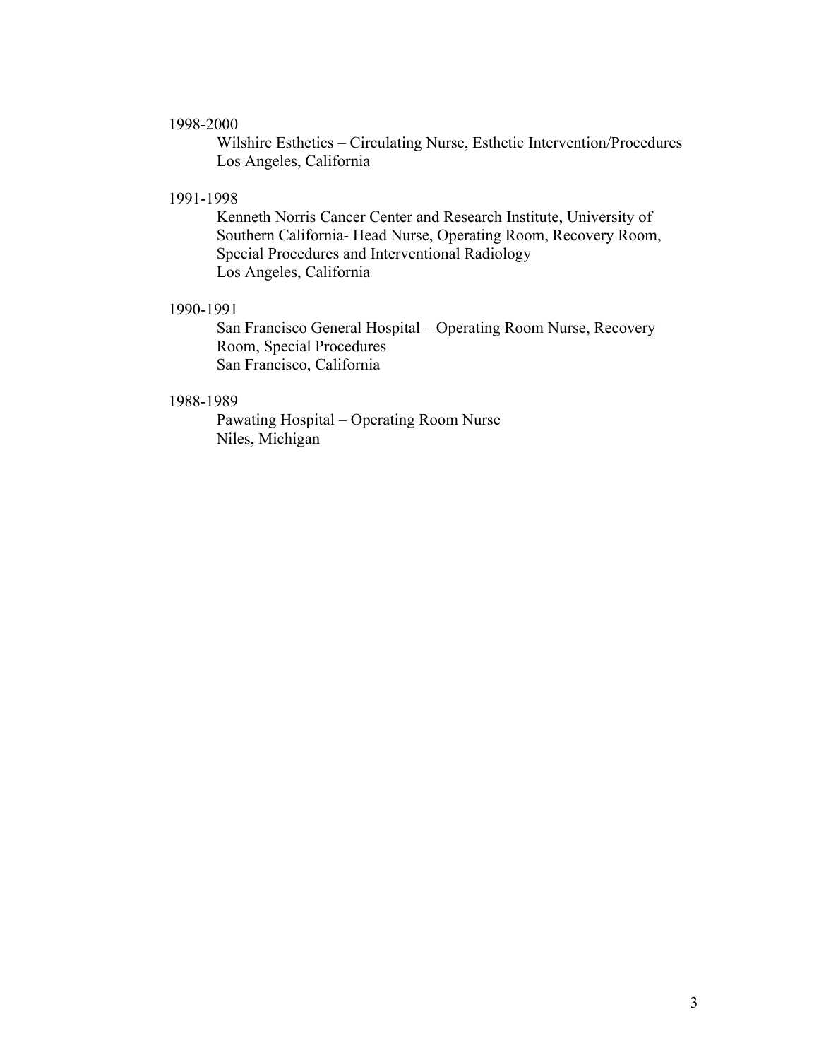1998-2000

Wilshire Esthetics – Circulating Nurse, Esthetic Intervention/Procedures
Los Angeles, California

1991-1998

Kenneth Norris Cancer Center and Research Institute, University of Southern California- Head Nurse, Operating Room, Recovery Room, Special Procedures and Interventional Radiology
Los Angeles, California

1990-1991

San Francisco General Hospital – Operating Room Nurse, Recovery Room, Special Procedures
San Francisco, California

1988-1989

Pawating Hospital – Operating Room Nurse
Niles, Michigan